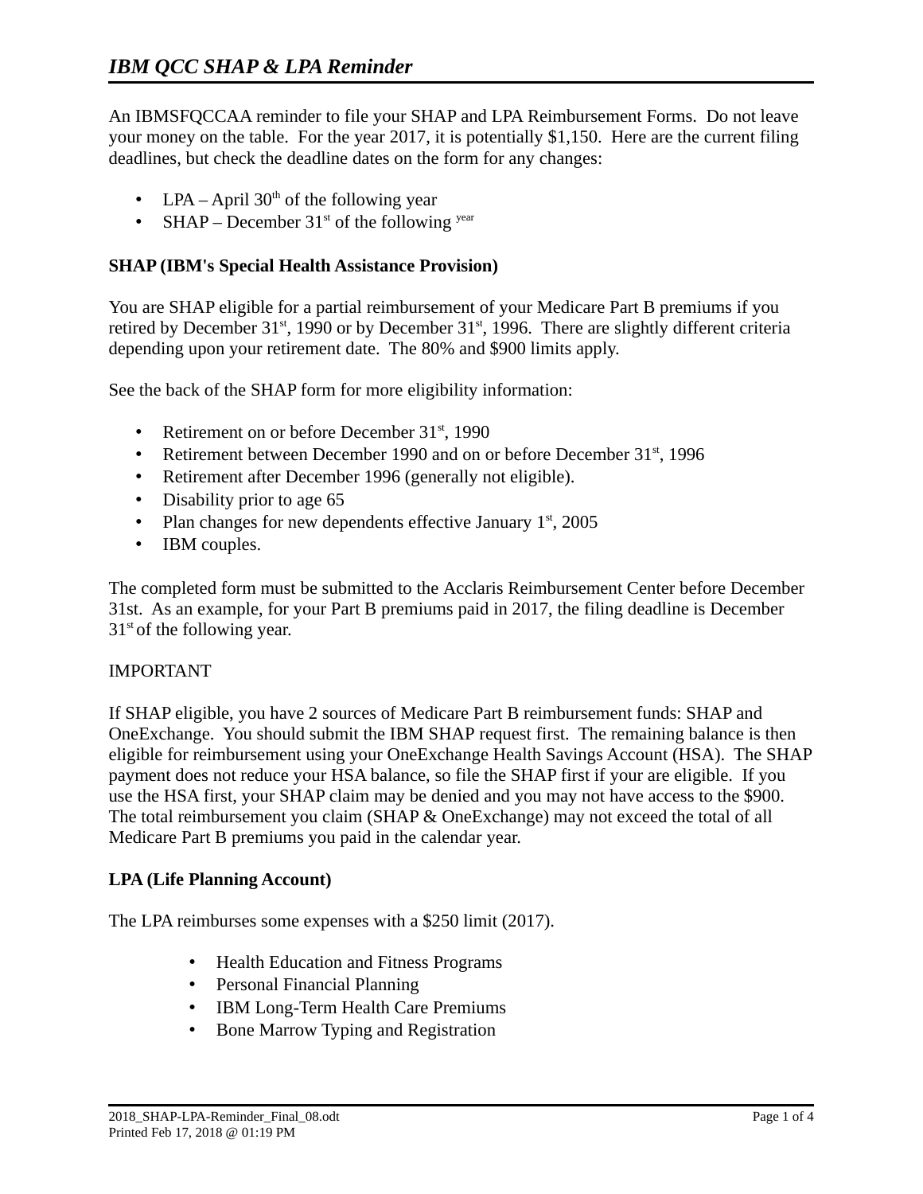# *IBM QCC SHAP & LPA Reminder*

An IBMSFQCCAA reminder to file your SHAP and LPA Reimbursement Forms. Do not leave your money on the table. For the year 2017, it is potentially $1,150. Here are the current filing deadlines, but check the deadline dates on the form for any changes:

- LPA – April 30th of the following year
- SHAP – December 31st of the following year

**SHAP (IBM's Special Health Assistance Provision)**

You are SHAP eligible for a partial reimbursement of your Medicare Part B premiums if you retired by December 31st, 1990 or by December 31st, 1996. There are slightly different criteria depending upon your retirement date. The 80% and $900 limits apply.

See the back of the SHAP form for more eligibility information:

- Retirement on or before December 31st, 1990
- Retirement between December 1990 and on or before December 31st, 1996
- Retirement after December 1996 (generally not eligible).
- Disability prior to age 65
- Plan changes for new dependents effective January 1st, 2005
- IBM couples.

The completed form must be submitted to the Acclaris Reimbursement Center before December 31st. As an example, for your Part B premiums paid in 2017, the filing deadline is December 31st of the following year.

IMPORTANT

If SHAP eligible, you have 2 sources of Medicare Part B reimbursement funds: SHAP and OneExchange. You should submit the IBM SHAP request first. The remaining balance is then eligible for reimbursement using your OneExchange Health Savings Account (HSA). The SHAP payment does not reduce your HSA balance, so file the SHAP first if your are eligible. If you use the HSA first, your SHAP claim may be denied and you may not have access to the $900. The total reimbursement you claim (SHAP & OneExchange) may not exceed the total of all Medicare Part B premiums you paid in the calendar year.

**LPA (Life Planning Account)**

The LPA reimburses some expenses with a $250 limit (2017).

- Health Education and Fitness Programs
- Personal Financial Planning
- IBM Long-Term Health Care Premiums
- Bone Marrow Typing and Registration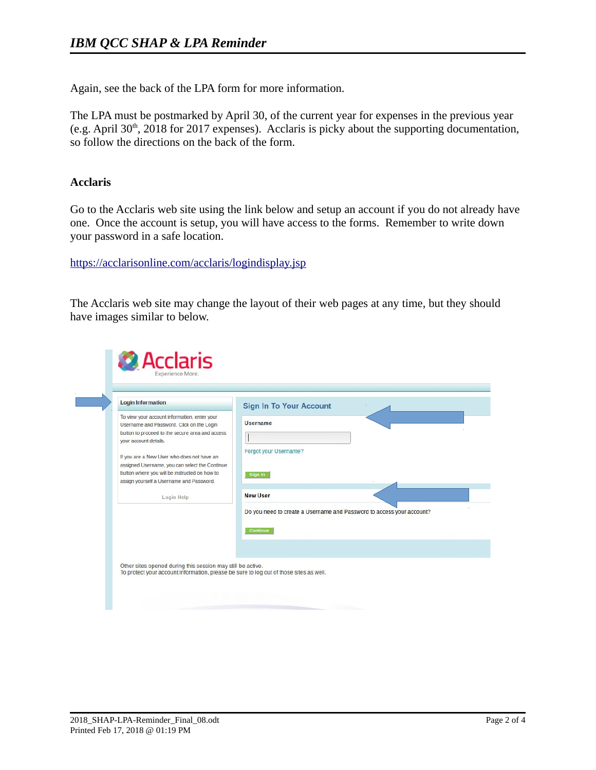Again, see the back of the LPA form for more information.

The LPA must be postmarked by April 30, of the current year for expenses in the previous year (e.g. April 30th, 2018 for 2017 expenses). Acclaris is picky about the supporting documentation, so follow the directions on the back of the form.

**Acclaris**

Go to the Acclaris web site using the link below and setup an account if you do not already have one. Once the account is setup, you will have access to the forms. Remember to write down your password in a safe location.

https://acclarisonline.com/acclaris/logindisplay.jsp

The Acclaris web site may change the layout of their web pages at any time, but they should have images similar to below.

Acclaris
Experience More.

**Login Information**

To view your account information, enter your Username and Password. Click on the Login button to proceed to the secure area and access your account details.

If you are a New User who does not have an assigned Username, you can select the Continue button where you will be instructed on how to assign yourself a Username and Password.

Login Help

**Sign In To Your Account**

Username

Forgot your Username?

Sign In

**New User**

Do you need to create a Username and Password to access your account?

Continue

Other sites opened during this session may still be active.
To protect your account information, please be sure to log out of those sites as well.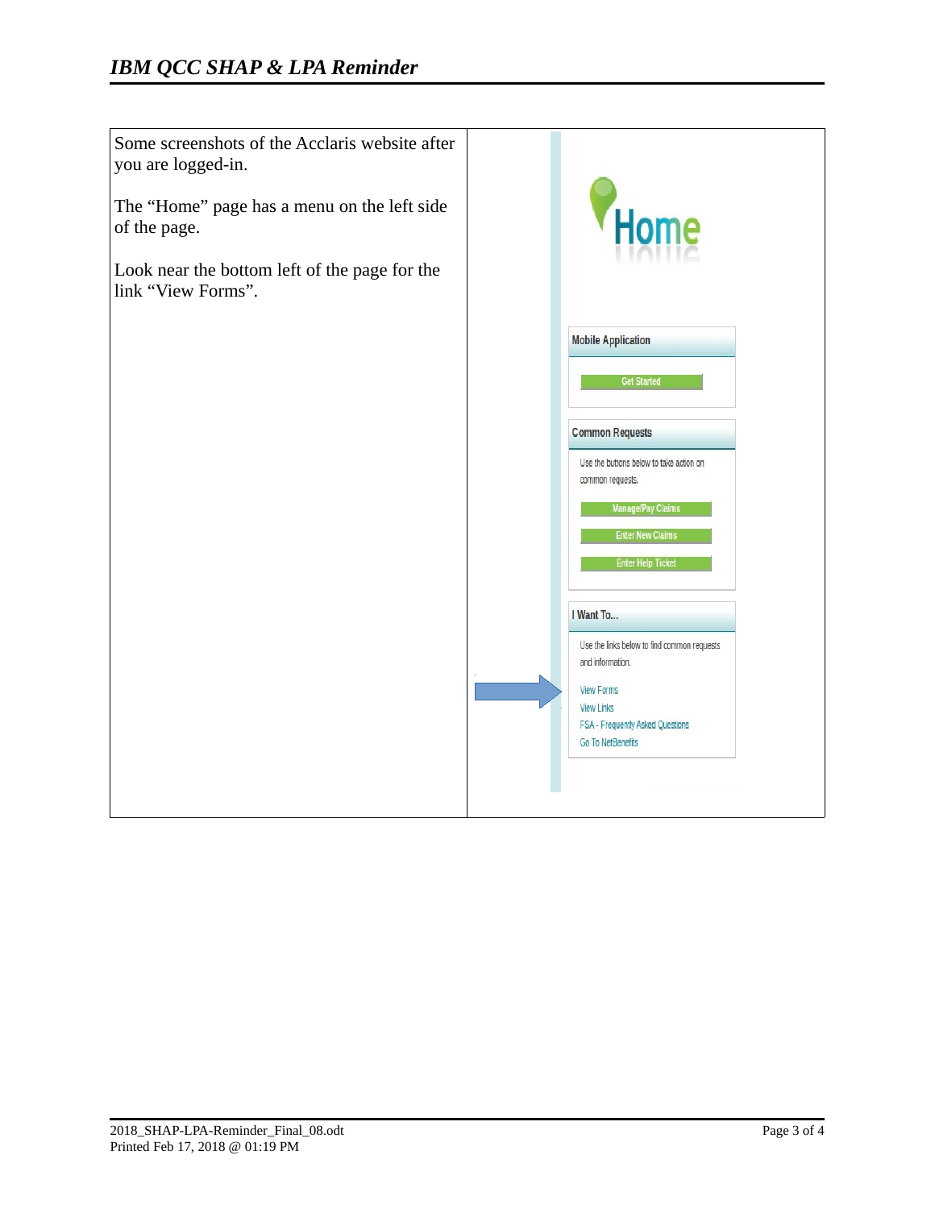Some screenshots of the Acclaris website after you are logged-in.

The "Home" page has a menu on the left side of the page.

Look near the bottom left of the page for the link "View Forms".

Home

**Mobile Application**

Get Started

**Common Requests**

Use the buttons below to take action on common requests.

Manage/Pay Claims

Enter New Claims

Enter Help Ticket

**I Want To...**

Use the links below to find common requests and information.

View Forms

View Links

FSA - Frequently Asked Questions

Go To NetBenefits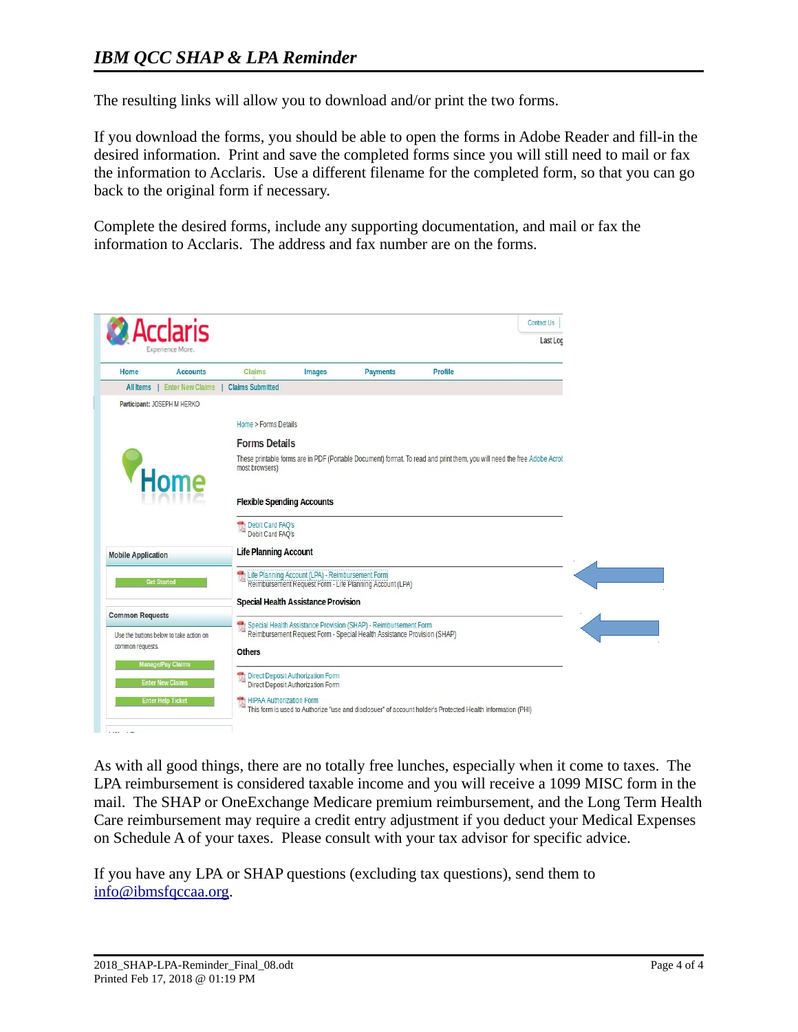The resulting links will allow you to download and/or print the two forms.

If you download the forms, you should be able to open the forms in Adobe Reader and fill-in the desired information. Print and save the completed forms since you will still need to mail or fax the information to Acclaris. Use a different filename for the completed form, so that you can go back to the original form if necessary.

Complete the desired forms, include any supporting documentation, and mail or fax the information to Acclaris. The address and fax number are on the forms.

Acclaris
Experience More.

Contact Us
Last Log

Home | Accounts | Claims | Images | Payments | Profile

All Items | Enter New Claims | Claims Submitted

Participant: JOSEPH M HERKO

Home > Forms Details

Forms Details

These printable forms are in PDF (Portable Document) format. To read and print them, you will need the free Adobe Acrot most browsers)

Flexible Spending Accounts

Debit Card FAQ's
Debit Card FAQ's

Life Planning Account

Life Planning Account (LPA) - Reimbursement Form
Reimbursement Request Form - Life Planning Account (LPA)

Special Health Assistance Provision

Special Health Assistance Provision (SHAP) - Reimbursement Form
Reimbursement Request Form - Special Health Assistance Provision (SHAP)

Others

Direct Deposit Authorization Form
Direct Deposit Authorization Form

HIPAA Authorization Form
This form is used to Authorize "use and disclosuer" of account holder's Protected Health Information (PHI)

Home

Mobile Application

Get Started

Common Requests

Use the buttons below to take action on common requests.

Manage/Pay Claims

Enter New Claims

Enter Help Ticket

As with all good things, there are no totally free lunches, especially when it come to taxes. The LPA reimbursement is considered taxable income and you will receive a 1099 MISC form in the mail. The SHAP or OneExchange Medicare premium reimbursement, and the Long Term Health Care reimbursement may require a credit entry adjustment if you deduct your Medical Expenses on Schedule A of your taxes. Please consult with your tax advisor for specific advice.

If you have any LPA or SHAP questions (excluding tax questions), send them to [info@ibmsfqccaa.org](mailto:info@ibmsfqccaa.org).

2018_SHAP-LPA-Reminder_Final_08.odt
Printed Feb 17, 2018 @ 01:19 PM